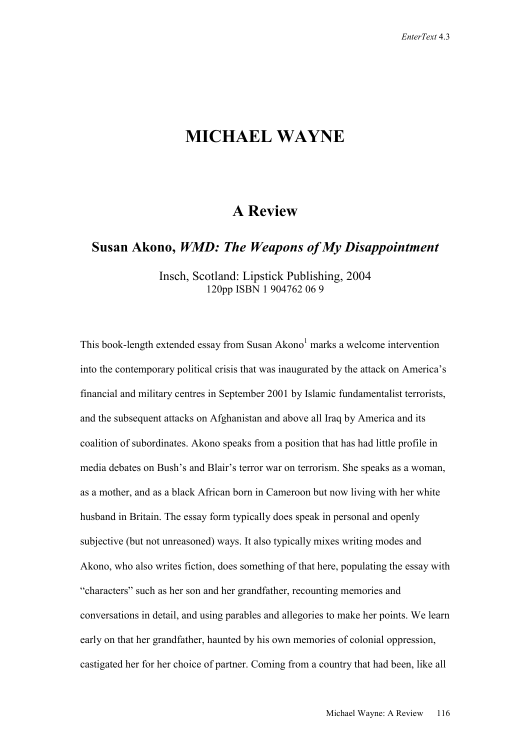# MICHAEL WAYNE

## A Review

### Susan Akono, *WMD: The Weapons of My Disappointment*

Insch, Scotland: Lipstick Publishing, 2004
120pp ISBN 1 904762 06 9

This book-length extended essay from Susan Akono[1] marks a welcome intervention into the contemporary political crisis that was inaugurated by the attack on America's financial and military centres in September 2001 by Islamic fundamentalist terrorists, and the subsequent attacks on Afghanistan and above all Iraq by America and its coalition of subordinates. Akono speaks from a position that has had little profile in media debates on Bush's and Blair's terror war on terrorism. She speaks as a woman, as a mother, and as a black African born in Cameroon but now living with her white husband in Britain. The essay form typically does speak in personal and openly subjective (but not unreasoned) ways. It also typically mixes writing modes and Akono, who also writes fiction, does something of that here, populating the essay with "characters" such as her son and her grandfather, recounting memories and conversations in detail, and using parables and allegories to make her points. We learn early on that her grandfather, haunted by his own memories of colonial oppression, castigated her for her choice of partner. Coming from a country that had been, like all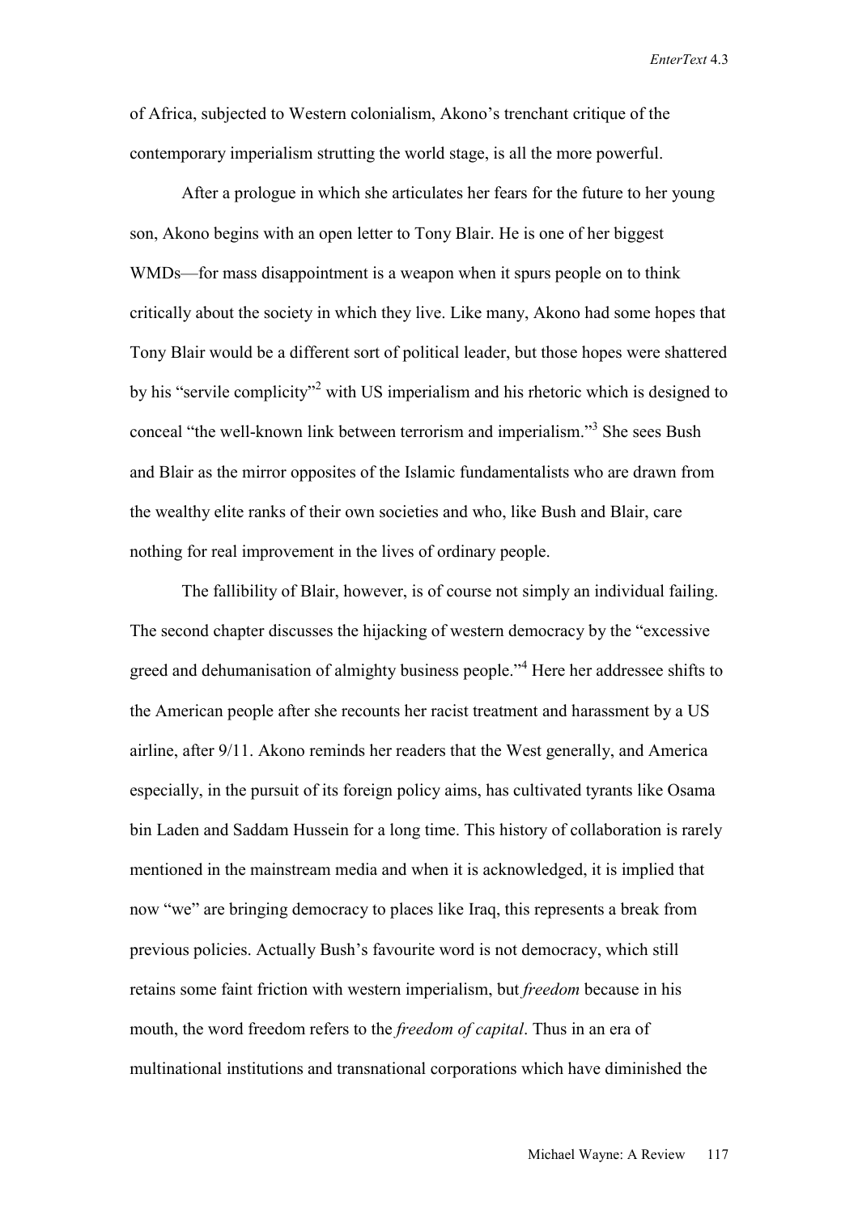of Africa, subjected to Western colonialism, Akono's trenchant critique of the contemporary imperialism strutting the world stage, is all the more powerful.

After a prologue in which she articulates her fears for the future to her young son, Akono begins with an open letter to Tony Blair. He is one of her biggest WMDs—for mass disappointment is a weapon when it spurs people on to think critically about the society in which they live. Like many, Akono had some hopes that Tony Blair would be a different sort of political leader, but those hopes were shattered by his "servile complicity"[2] with US imperialism and his rhetoric which is designed to conceal "the well-known link between terrorism and imperialism."[3] She sees Bush and Blair as the mirror opposites of the Islamic fundamentalists who are drawn from the wealthy elite ranks of their own societies and who, like Bush and Blair, care nothing for real improvement in the lives of ordinary people.

The fallibility of Blair, however, is of course not simply an individual failing. The second chapter discusses the hijacking of western democracy by the "excessive greed and dehumanisation of almighty business people."[4] Here her addressee shifts to the American people after she recounts her racist treatment and harassment by a US airline, after 9/11. Akono reminds her readers that the West generally, and America especially, in the pursuit of its foreign policy aims, has cultivated tyrants like Osama bin Laden and Saddam Hussein for a long time. This history of collaboration is rarely mentioned in the mainstream media and when it is acknowledged, it is implied that now "we" are bringing democracy to places like Iraq, this represents a break from previous policies. Actually Bush's favourite word is not democracy, which still retains some faint friction with western imperialism, but *freedom* because in his mouth, the word freedom refers to the *freedom of capital*. Thus in an era of multinational institutions and transnational corporations which have diminished the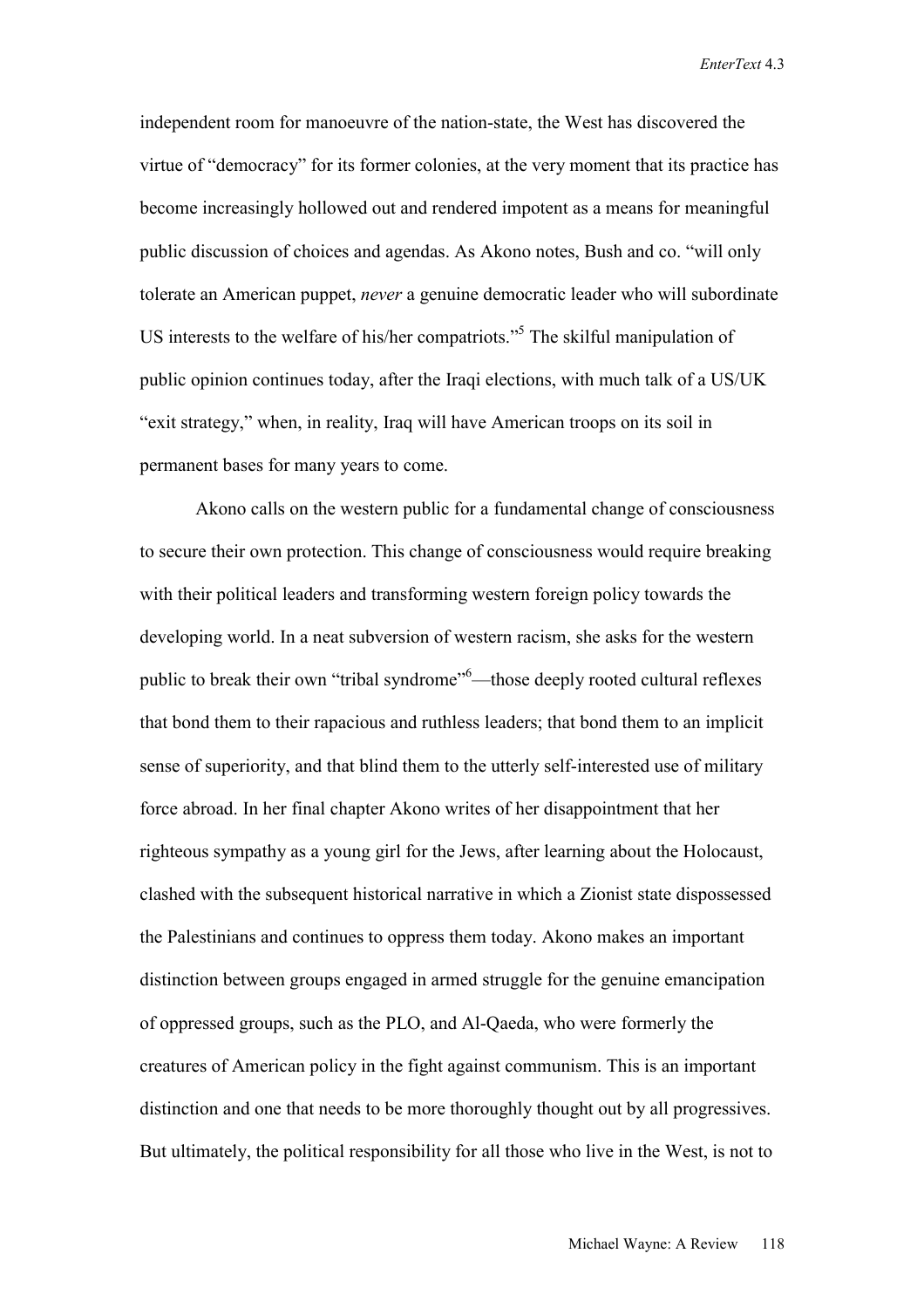independent room for manoeuvre of the nation-state, the West has discovered the virtue of "democracy" for its former colonies, at the very moment that its practice has become increasingly hollowed out and rendered impotent as a means for meaningful public discussion of choices and agendas. As Akono notes, Bush and co. "will only tolerate an American puppet, *never* a genuine democratic leader who will subordinate US interests to the welfare of his/her compatriots."[5] The skilful manipulation of public opinion continues today, after the Iraqi elections, with much talk of a US/UK "exit strategy," when, in reality, Iraq will have American troops on its soil in permanent bases for many years to come.

Akono calls on the western public for a fundamental change of consciousness to secure their own protection. This change of consciousness would require breaking with their political leaders and transforming western foreign policy towards the developing world. In a neat subversion of western racism, she asks for the western public to break their own "tribal syndrome"[6]—those deeply rooted cultural reflexes that bond them to their rapacious and ruthless leaders; that bond them to an implicit sense of superiority, and that blind them to the utterly self-interested use of military force abroad. In her final chapter Akono writes of her disappointment that her righteous sympathy as a young girl for the Jews, after learning about the Holocaust, clashed with the subsequent historical narrative in which a Zionist state dispossessed the Palestinians and continues to oppress them today. Akono makes an important distinction between groups engaged in armed struggle for the genuine emancipation of oppressed groups, such as the PLO, and Al-Qaeda, who were formerly the creatures of American policy in the fight against communism. This is an important distinction and one that needs to be more thoroughly thought out by all progressives. But ultimately, the political responsibility for all those who live in the West, is not to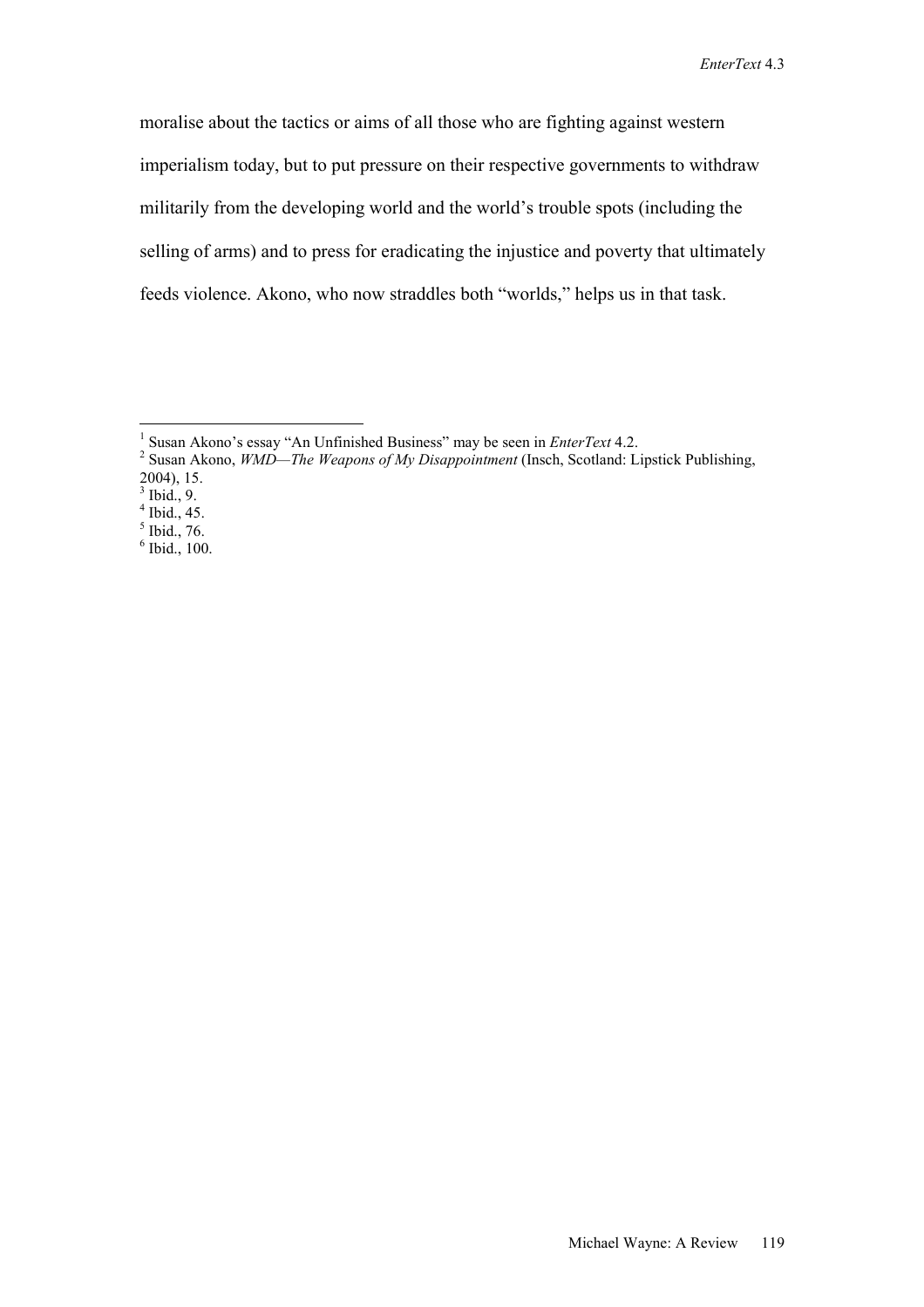moralise about the tactics or aims of all those who are fighting against western imperialism today, but to put pressure on their respective governments to withdraw militarily from the developing world and the world's trouble spots (including the selling of arms) and to press for eradicating the injustice and poverty that ultimately feeds violence. Akono, who now straddles both "worlds," helps us in that task.

---

[1] Susan Akono's essay "An Unfinished Business" may be seen in *EnterText* 4.2.
[2] Susan Akono, *WMD—The Weapons of My Disappointment* (Insch, Scotland: Lipstick Publishing, 2004), 15.
[3] Ibid., 9.
[4] Ibid., 45.
[5] Ibid., 76.
[6] Ibid., 100.